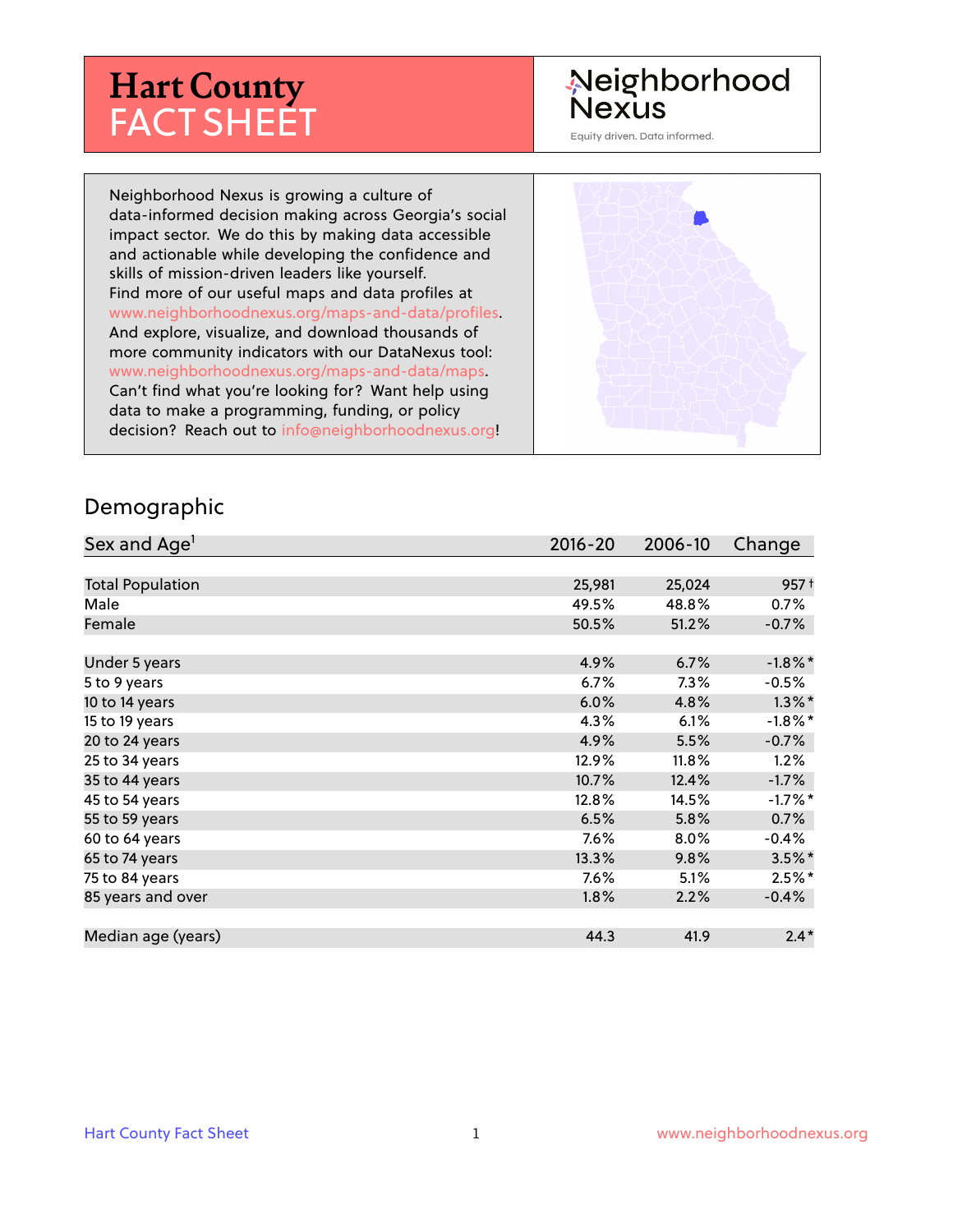# Hart County FACT SHEET

Neighborhood Nexus

Equity driven. Data informed.

Neighborhood Nexus is growing a culture of data-informed decision making across Georgia's social impact sector. We do this by making data accessible and actionable while developing the confidence and skills of mission-driven leaders like yourself. Find more of our useful maps and data profiles at www.neighborhoodnexus.org/maps-and-data/profiles. And explore, visualize, and download thousands of more community indicators with our DataNexus tool: www.neighborhoodnexus.org/maps-and-data/maps. Can't find what you're looking for? Want help using data to make a programming, funding, or policy decision? Reach out to info@neighborhoodnexus.org!

## Demographic

| Sex and Age[1] | 2016-20 | 2006-10 | Change |
|---|---|---|---|
| Total Population | 25,981 | 25,024 | 957 † |
| Male | 49.5% | 48.8% | 0.7% |
| Female | 50.5% | 51.2% | -0.7% |
| | | | |
| Under 5 years | 4.9% | 6.7% | -1.8% * |
| 5 to 9 years | 6.7% | 7.3% | -0.5% |
| 10 to 14 years | 6.0% | 4.8% | 1.3% * |
| 15 to 19 years | 4.3% | 6.1% | -1.8% * |
| 20 to 24 years | 4.9% | 5.5% | -0.7% |
| 25 to 34 years | 12.9% | 11.8% | 1.2% |
| 35 to 44 years | 10.7% | 12.4% | -1.7% |
| 45 to 54 years | 12.8% | 14.5% | -1.7% * |
| 55 to 59 years | 6.5% | 5.8% | 0.7% |
| 60 to 64 years | 7.6% | 8.0% | -0.4% |
| 65 to 74 years | 13.3% | 9.8% | 3.5% * |
| 75 to 84 years | 7.6% | 5.1% | 2.5% * |
| 85 years and over | 1.8% | 2.2% | -0.4% |
| | | | |
| Median age (years) | 44.3 | 41.9 | 2.4 * |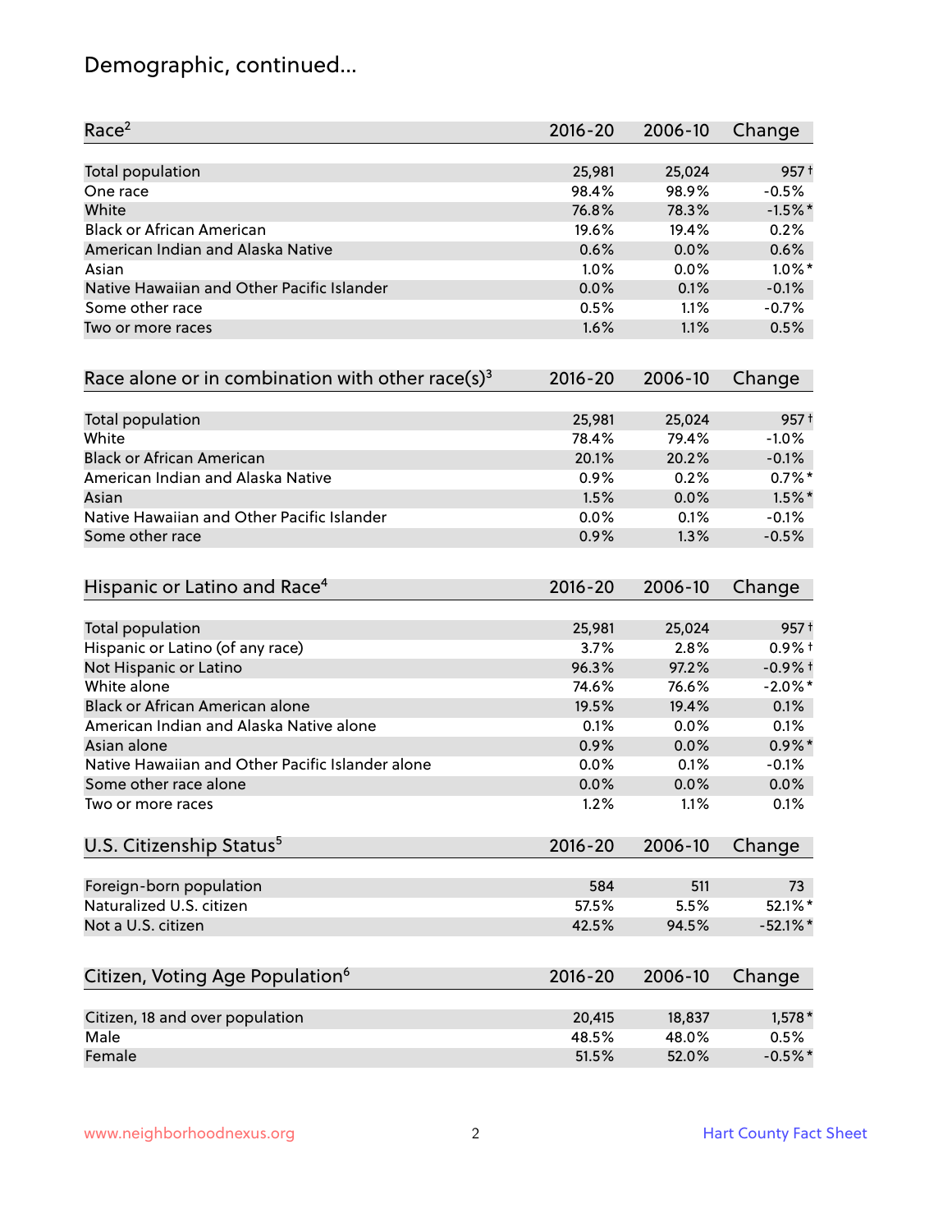# Demographic, continued...

| Race[2] | 2016-20 | 2006-10 | Change |
|---|---|---|---|
| Total population | 25,981 | 25,024 | 957† |
| One race | 98.4% | 98.9% | -0.5% |
| White | 76.8% | 78.3% | -1.5%* |
| Black or African American | 19.6% | 19.4% | 0.2% |
| American Indian and Alaska Native | 0.6% | 0.0% | 0.6% |
| Asian | 1.0% | 0.0% | 1.0%* |
| Native Hawaiian and Other Pacific Islander | 0.0% | 0.1% | -0.1% |
| Some other race | 0.5% | 1.1% | -0.7% |
| Two or more races | 1.6% | 1.1% | 0.5% |

| Race alone or in combination with other race(s)[3] | 2016-20 | 2006-10 | Change |
|---|---|---|---|
| Total population | 25,981 | 25,024 | 957† |
| White | 78.4% | 79.4% | -1.0% |
| Black or African American | 20.1% | 20.2% | -0.1% |
| American Indian and Alaska Native | 0.9% | 0.2% | 0.7%* |
| Asian | 1.5% | 0.0% | 1.5%* |
| Native Hawaiian and Other Pacific Islander | 0.0% | 0.1% | -0.1% |
| Some other race | 0.9% | 1.3% | -0.5% |

| Hispanic or Latino and Race[4] | 2016-20 | 2006-10 | Change |
|---|---|---|---|
| Total population | 25,981 | 25,024 | 957† |
| Hispanic or Latino (of any race) | 3.7% | 2.8% | 0.9%† |
| Not Hispanic or Latino | 96.3% | 97.2% | -0.9%† |
| White alone | 74.6% | 76.6% | -2.0%* |
| Black or African American alone | 19.5% | 19.4% | 0.1% |
| American Indian and Alaska Native alone | 0.1% | 0.0% | 0.1% |
| Asian alone | 0.9% | 0.0% | 0.9%* |
| Native Hawaiian and Other Pacific Islander alone | 0.0% | 0.1% | -0.1% |
| Some other race alone | 0.0% | 0.0% | 0.0% |
| Two or more races | 1.2% | 1.1% | 0.1% |

| U.S. Citizenship Status[5] | 2016-20 | 2006-10 | Change |
|---|---|---|---|
| Foreign-born population | 584 | 511 | 73 |
| Naturalized U.S. citizen | 57.5% | 5.5% | 52.1%* |
| Not a U.S. citizen | 42.5% | 94.5% | -52.1%* |

| Citizen, Voting Age Population[6] | 2016-20 | 2006-10 | Change |
|---|---|---|---|
| Citizen, 18 and over population | 20,415 | 18,837 | 1,578* |
| Male | 48.5% | 48.0% | 0.5% |
| Female | 51.5% | 52.0% | -0.5%* |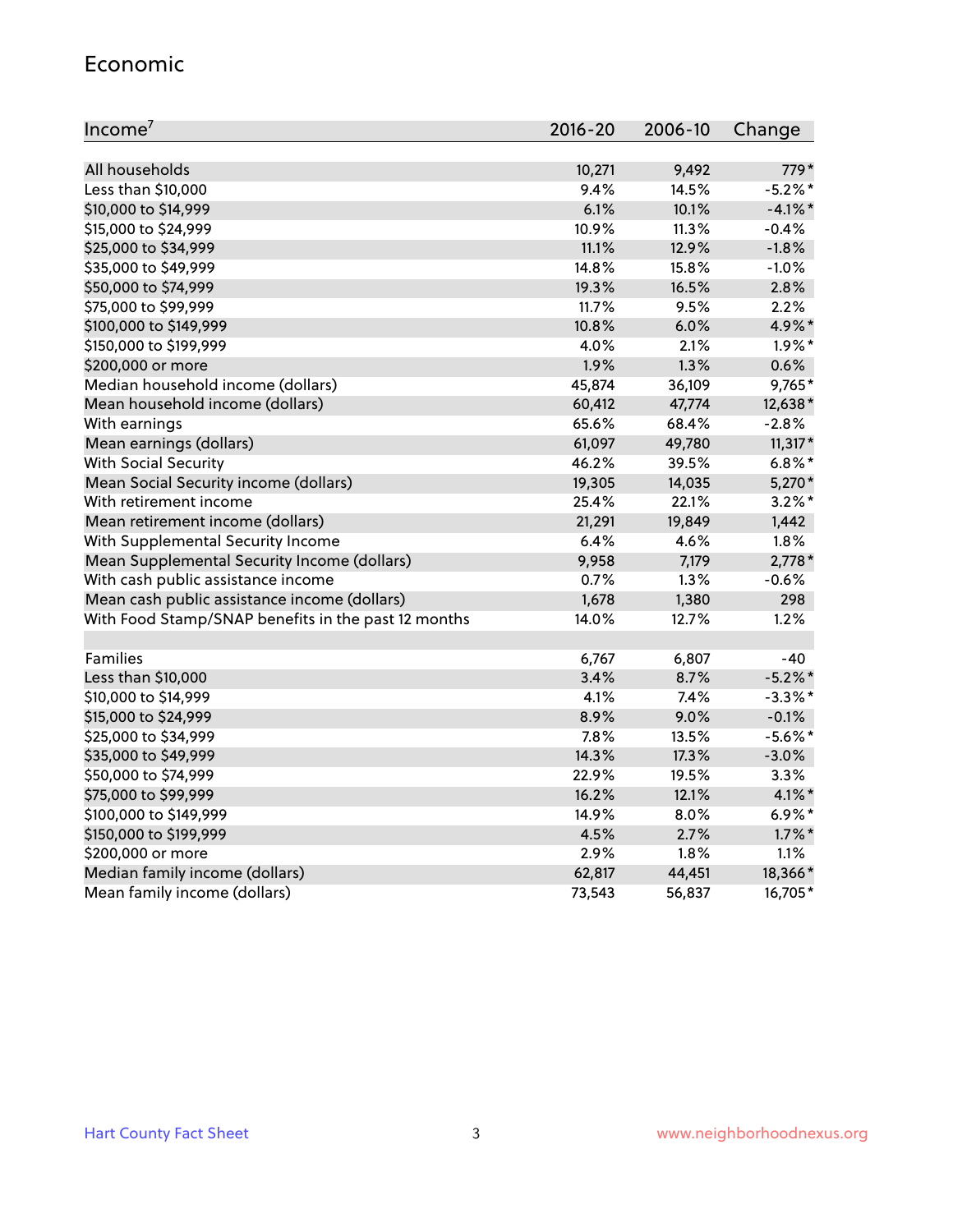## Economic

| Income[7] | 2016-20 | 2006-10 | Change |
|---|---|---|---|
| All households | 10,271 | 9,492 | 779* |
| Less than $10,000 | 9.4% | 14.5% | -5.2%* |
| $10,000 to $14,999 | 6.1% | 10.1% | -4.1%* |
| $15,000 to $24,999 | 10.9% | 11.3% | -0.4% |
| $25,000 to $34,999 | 11.1% | 12.9% | -1.8% |
| $35,000 to $49,999 | 14.8% | 15.8% | -1.0% |
| $50,000 to $74,999 | 19.3% | 16.5% | 2.8% |
| $75,000 to $99,999 | 11.7% | 9.5% | 2.2% |
| $100,000 to $149,999 | 10.8% | 6.0% | 4.9%* |
| $150,000 to $199,999 | 4.0% | 2.1% | 1.9%* |
| $200,000 or more | 1.9% | 1.3% | 0.6% |
| Median household income (dollars) | 45,874 | 36,109 | 9,765* |
| Mean household income (dollars) | 60,412 | 47,774 | 12,638* |
| With earnings | 65.6% | 68.4% | -2.8% |
| Mean earnings (dollars) | 61,097 | 49,780 | 11,317* |
| With Social Security | 46.2% | 39.5% | 6.8%* |
| Mean Social Security income (dollars) | 19,305 | 14,035 | 5,270* |
| With retirement income | 25.4% | 22.1% | 3.2%* |
| Mean retirement income (dollars) | 21,291 | 19,849 | 1,442 |
| With Supplemental Security Income | 6.4% | 4.6% | 1.8% |
| Mean Supplemental Security Income (dollars) | 9,958 | 7,179 | 2,778* |
| With cash public assistance income | 0.7% | 1.3% | -0.6% |
| Mean cash public assistance income (dollars) | 1,678 | 1,380 | 298 |
| With Food Stamp/SNAP benefits in the past 12 months | 14.0% | 12.7% | 1.2% |
| | | | |
| Families | 6,767 | 6,807 | -40 |
| Less than $10,000 | 3.4% | 8.7% | -5.2%* |
| $10,000 to $14,999 | 4.1% | 7.4% | -3.3%* |
| $15,000 to $24,999 | 8.9% | 9.0% | -0.1% |
| $25,000 to $34,999 | 7.8% | 13.5% | -5.6%* |
| $35,000 to $49,999 | 14.3% | 17.3% | -3.0% |
| $50,000 to $74,999 | 22.9% | 19.5% | 3.3% |
| $75,000 to $99,999 | 16.2% | 12.1% | 4.1%* |
| $100,000 to $149,999 | 14.9% | 8.0% | 6.9%* |
| $150,000 to $199,999 | 4.5% | 2.7% | 1.7%* |
| $200,000 or more | 2.9% | 1.8% | 1.1% |
| Median family income (dollars) | 62,817 | 44,451 | 18,366* |
| Mean family income (dollars) | 73,543 | 56,837 | 16,705* |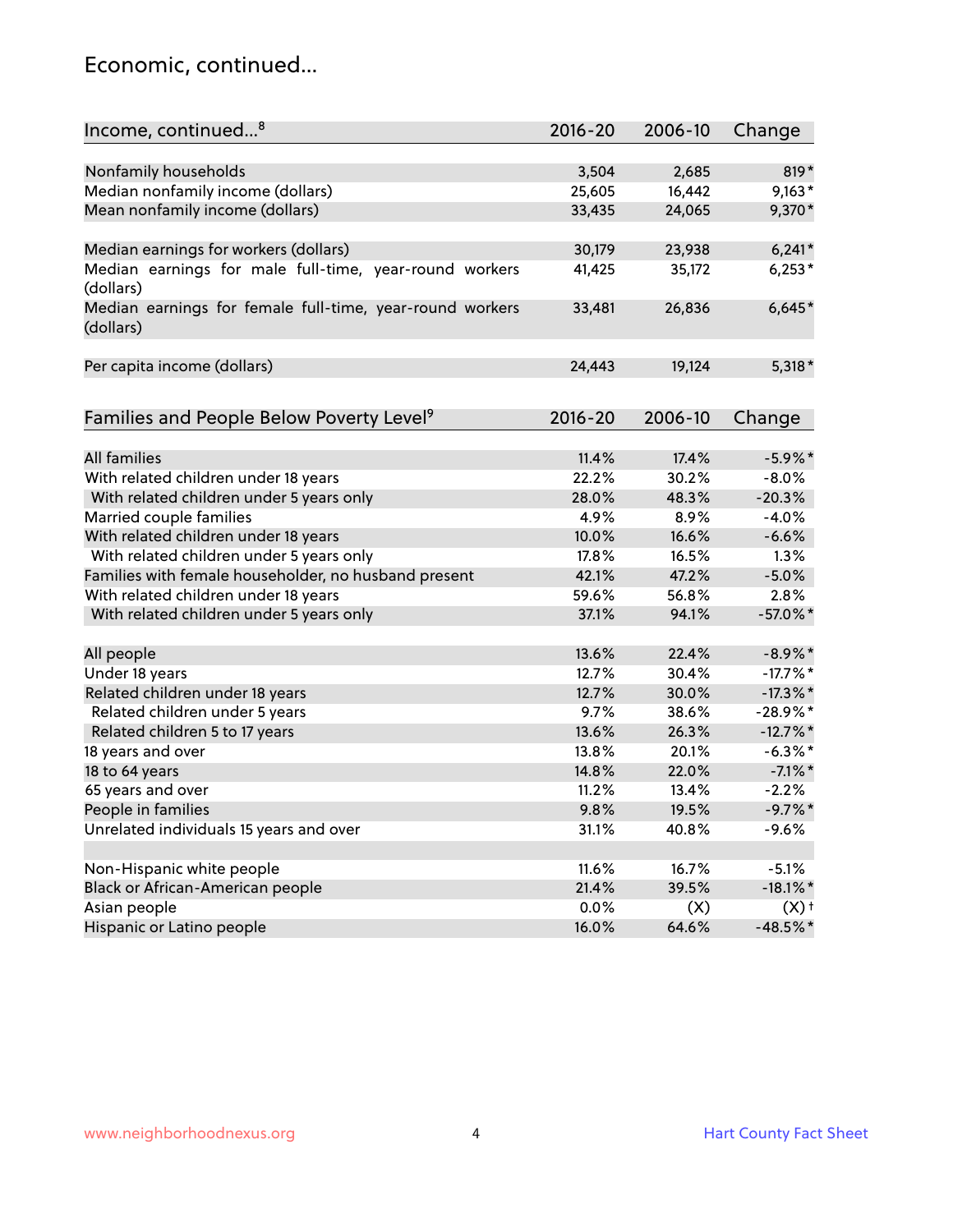## Economic, continued...

| Income, continued...[8] | 2016-20 | 2006-10 | Change |
|---|---|---|---|
| Nonfamily households | 3,504 | 2,685 | 819* |
| Median nonfamily income (dollars) | 25,605 | 16,442 | 9,163* |
| Mean nonfamily income (dollars) | 33,435 | 24,065 | 9,370* |
| Median earnings for workers (dollars) | 30,179 | 23,938 | 6,241* |
| Median earnings for male full-time, year-round workers (dollars) | 41,425 | 35,172 | 6,253* |
| Median earnings for female full-time, year-round workers (dollars) | 33,481 | 26,836 | 6,645* |
| Per capita income (dollars) | 24,443 | 19,124 | 5,318* |

| Families and People Below Poverty Level[9] | 2016-20 | 2006-10 | Change |
|---|---|---|---|
| All families | 11.4% | 17.4% | -5.9%* |
| With related children under 18 years | 22.2% | 30.2% | -8.0% |
| With related children under 5 years only | 28.0% | 48.3% | -20.3% |
| Married couple families | 4.9% | 8.9% | -4.0% |
| With related children under 18 years | 10.0% | 16.6% | -6.6% |
| With related children under 5 years only | 17.8% | 16.5% | 1.3% |
| Families with female householder, no husband present | 42.1% | 47.2% | -5.0% |
| With related children under 18 years | 59.6% | 56.8% | 2.8% |
| With related children under 5 years only | 37.1% | 94.1% | -57.0%* |
| All people | 13.6% | 22.4% | -8.9%* |
| Under 18 years | 12.7% | 30.4% | -17.7%* |
| Related children under 18 years | 12.7% | 30.0% | -17.3%* |
| Related children under 5 years | 9.7% | 38.6% | -28.9%* |
| Related children 5 to 17 years | 13.6% | 26.3% | -12.7%* |
| 18 years and over | 13.8% | 20.1% | -6.3%* |
| 18 to 64 years | 14.8% | 22.0% | -7.1%* |
| 65 years and over | 11.2% | 13.4% | -2.2% |
| People in families | 9.8% | 19.5% | -9.7%* |
| Unrelated individuals 15 years and over | 31.1% | 40.8% | -9.6% |
| Non-Hispanic white people | 11.6% | 16.7% | -5.1% |
| Black or African-American people | 21.4% | 39.5% | -18.1%* |
| Asian people | 0.0% | (X) | (X)† |
| Hispanic or Latino people | 16.0% | 64.6% | -48.5%* |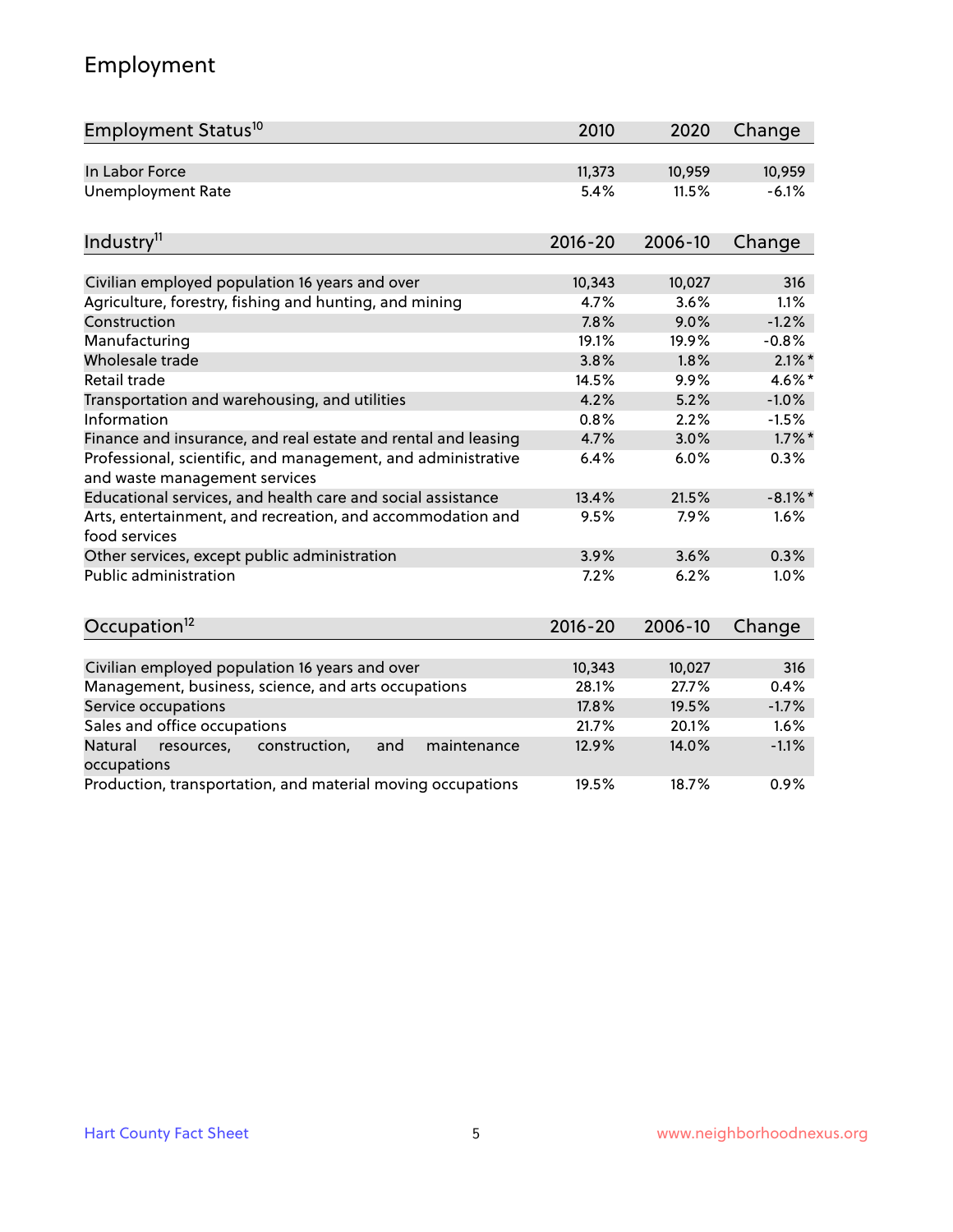# Employment

| Employment Status[10] | 2010 | 2020 | Change |
|---|---|---|---|
| In Labor Force | 11,373 | 10,959 | 10,959 |
| Unemployment Rate | 5.4% | 11.5% | -6.1% |

| Industry[11] | 2016-20 | 2006-10 | Change |
|---|---|---|---|
| Civilian employed population 16 years and over | 10,343 | 10,027 | 316 |
| Agriculture, forestry, fishing and hunting, and mining | 4.7% | 3.6% | 1.1% |
| Construction | 7.8% | 9.0% | -1.2% |
| Manufacturing | 19.1% | 19.9% | -0.8% |
| Wholesale trade | 3.8% | 1.8% | 2.1%* |
| Retail trade | 14.5% | 9.9% | 4.6%* |
| Transportation and warehousing, and utilities | 4.2% | 5.2% | -1.0% |
| Information | 0.8% | 2.2% | -1.5% |
| Finance and insurance, and real estate and rental and leasing | 4.7% | 3.0% | 1.7%* |
| Professional, scientific, and management, and administrative and waste management services | 6.4% | 6.0% | 0.3% |
| Educational services, and health care and social assistance | 13.4% | 21.5% | -8.1%* |
| Arts, entertainment, and recreation, and accommodation and food services | 9.5% | 7.9% | 1.6% |
| Other services, except public administration | 3.9% | 3.6% | 0.3% |
| Public administration | 7.2% | 6.2% | 1.0% |

| Occupation[12] | 2016-20 | 2006-10 | Change |
|---|---|---|---|
| Civilian employed population 16 years and over | 10,343 | 10,027 | 316 |
| Management, business, science, and arts occupations | 28.1% | 27.7% | 0.4% |
| Service occupations | 17.8% | 19.5% | -1.7% |
| Sales and office occupations | 21.7% | 20.1% | 1.6% |
| Natural resources, construction, and maintenance occupations | 12.9% | 14.0% | -1.1% |
| Production, transportation, and material moving occupations | 19.5% | 18.7% | 0.9% |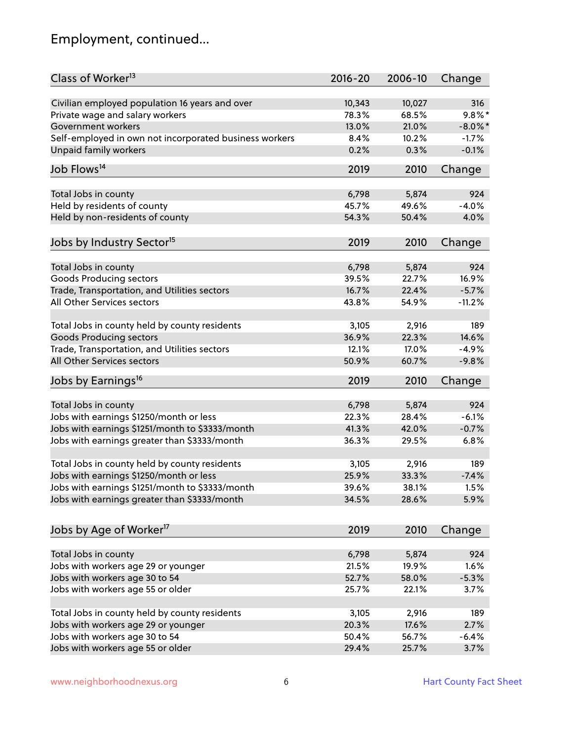# Employment, continued...

| Class of Worker[13] | 2016-20 | 2006-10 | Change |
|---|---|---|---|
| Civilian employed population 16 years and over | 10,343 | 10,027 | 316 |
| Private wage and salary workers | 78.3% | 68.5% | 9.8%* |
| Government workers | 13.0% | 21.0% | -8.0%* |
| Self-employed in own not incorporated business workers | 8.4% | 10.2% | -1.7% |
| Unpaid family workers | 0.2% | 0.3% | -0.1% |

| Job Flows[14] | 2019 | 2010 | Change |
|---|---|---|---|
| Total Jobs in county | 6,798 | 5,874 | 924 |
| Held by residents of county | 45.7% | 49.6% | -4.0% |
| Held by non-residents of county | 54.3% | 50.4% | 4.0% |

| Jobs by Industry Sector[15] | 2019 | 2010 | Change |
|---|---|---|---|
| Total Jobs in county | 6,798 | 5,874 | 924 |
| Goods Producing sectors | 39.5% | 22.7% | 16.9% |
| Trade, Transportation, and Utilities sectors | 16.7% | 22.4% | -5.7% |
| All Other Services sectors | 43.8% | 54.9% | -11.2% |
| | | | |
| Total Jobs in county held by county residents | 3,105 | 2,916 | 189 |
| Goods Producing sectors | 36.9% | 22.3% | 14.6% |
| Trade, Transportation, and Utilities sectors | 12.1% | 17.0% | -4.9% |
| All Other Services sectors | 50.9% | 60.7% | -9.8% |

| Jobs by Earnings[16] | 2019 | 2010 | Change |
|---|---|---|---|
| Total Jobs in county | 6,798 | 5,874 | 924 |
| Jobs with earnings $1250/month or less | 22.3% | 28.4% | -6.1% |
| Jobs with earnings $1251/month to $3333/month | 41.3% | 42.0% | -0.7% |
| Jobs with earnings greater than $3333/month | 36.3% | 29.5% | 6.8% |
| | | | |
| Total Jobs in county held by county residents | 3,105 | 2,916 | 189 |
| Jobs with earnings $1250/month or less | 25.9% | 33.3% | -7.4% |
| Jobs with earnings $1251/month to $3333/month | 39.6% | 38.1% | 1.5% |
| Jobs with earnings greater than $3333/month | 34.5% | 28.6% | 5.9% |

| Jobs by Age of Worker[17] | 2019 | 2010 | Change |
|---|---|---|---|
| Total Jobs in county | 6,798 | 5,874 | 924 |
| Jobs with workers age 29 or younger | 21.5% | 19.9% | 1.6% |
| Jobs with workers age 30 to 54 | 52.7% | 58.0% | -5.3% |
| Jobs with workers age 55 or older | 25.7% | 22.1% | 3.7% |
| | | | |
| Total Jobs in county held by county residents | 3,105 | 2,916 | 189 |
| Jobs with workers age 29 or younger | 20.3% | 17.6% | 2.7% |
| Jobs with workers age 30 to 54 | 50.4% | 56.7% | -6.4% |
| Jobs with workers age 55 or older | 29.4% | 25.7% | 3.7% |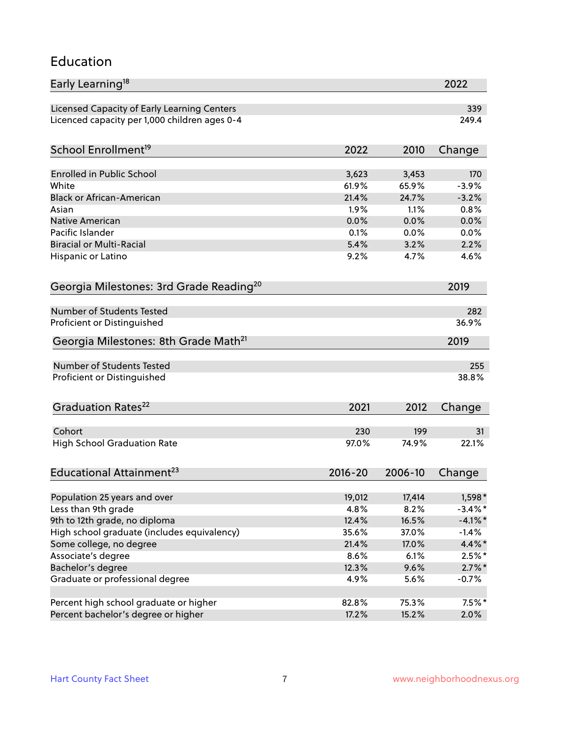## Education

| Early Learning[18] | 2022 |
|---|---|
| Licensed Capacity of Early Learning Centers | 339 |
| Licenced capacity per 1,000 children ages 0-4 | 249.4 |

| School Enrollment[19] | 2022 | 2010 | Change |
|---|---|---|---|
| Enrolled in Public School | 3,623 | 3,453 | 170 |
| White | 61.9% | 65.9% | -3.9% |
| Black or African-American | 21.4% | 24.7% | -3.2% |
| Asian | 1.9% | 1.1% | 0.8% |
| Native American | 0.0% | 0.0% | 0.0% |
| Pacific Islander | 0.1% | 0.0% | 0.0% |
| Biracial or Multi-Racial | 5.4% | 3.2% | 2.2% |
| Hispanic or Latino | 9.2% | 4.7% | 4.6% |

| Georgia Milestones: 3rd Grade Reading[20] | 2019 |
|---|---|
| Number of Students Tested | 282 |
| Proficient or Distinguished | 36.9% |

| Georgia Milestones: 8th Grade Math[21] | 2019 |
|---|---|
| Number of Students Tested | 255 |
| Proficient or Distinguished | 38.8% |

| Graduation Rates[22] | 2021 | 2012 | Change |
|---|---|---|---|
| Cohort | 230 | 199 | 31 |
| High School Graduation Rate | 97.0% | 74.9% | 22.1% |

| Educational Attainment[23] | 2016-20 | 2006-10 | Change |
|---|---|---|---|
| Population 25 years and over | 19,012 | 17,414 | 1,598* |
| Less than 9th grade | 4.8% | 8.2% | -3.4%* |
| 9th to 12th grade, no diploma | 12.4% | 16.5% | -4.1%* |
| High school graduate (includes equivalency) | 35.6% | 37.0% | -1.4% |
| Some college, no degree | 21.4% | 17.0% | 4.4%* |
| Associate's degree | 8.6% | 6.1% | 2.5%* |
| Bachelor's degree | 12.3% | 9.6% | 2.7%* |
| Graduate or professional degree | 4.9% | 5.6% | -0.7% |
| | | | |
| Percent high school graduate or higher | 82.8% | 75.3% | 7.5%* |
| Percent bachelor's degree or higher | 17.2% | 15.2% | 2.0% |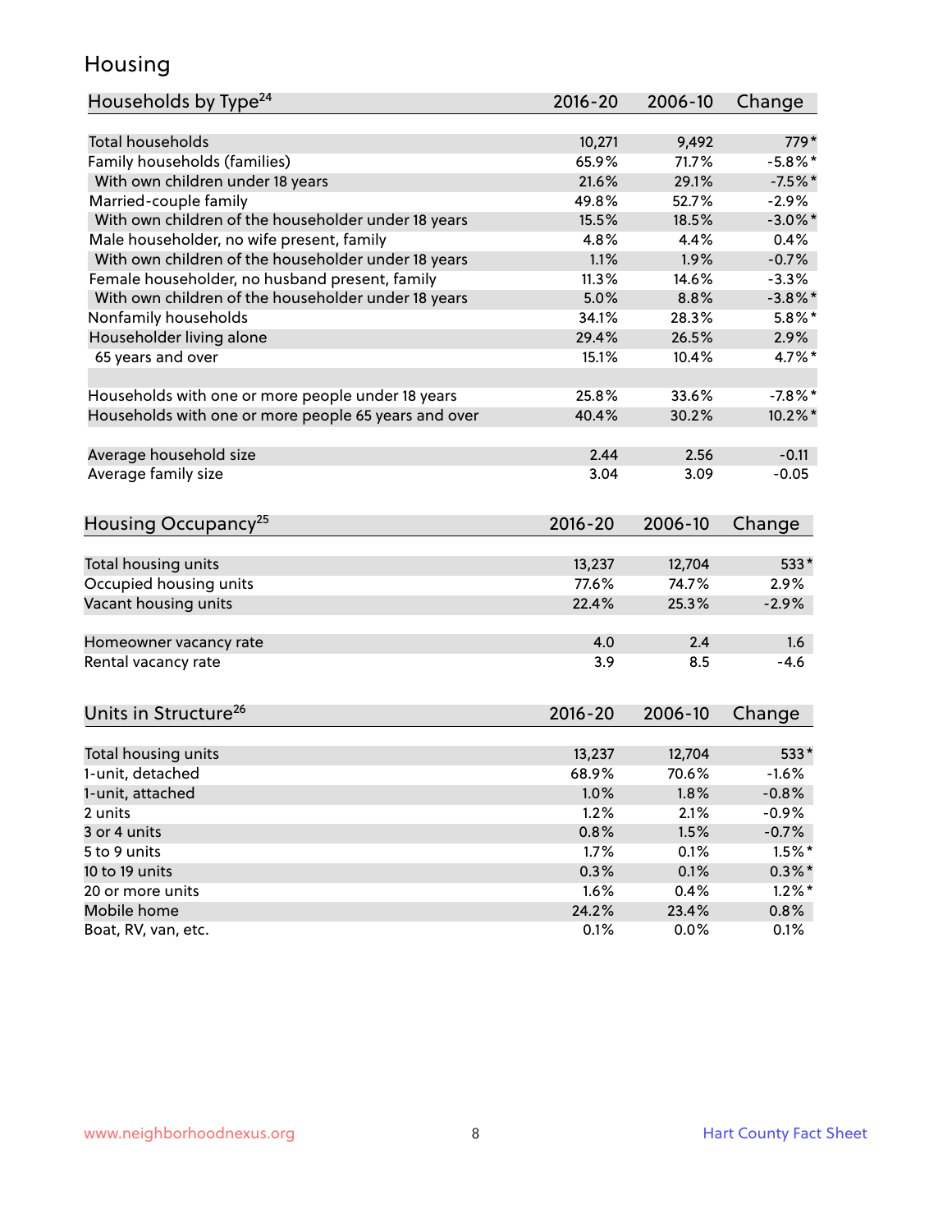# Housing

| Households by Type[24] | 2016-20 | 2006-10 | Change |
|---|---|---|---|
| Total households | 10,271 | 9,492 | 779* |
| Family households (families) | 65.9% | 71.7% | -5.8%* |
| With own children under 18 years | 21.6% | 29.1% | -7.5%* |
| Married-couple family | 49.8% | 52.7% | -2.9% |
| With own children of the householder under 18 years | 15.5% | 18.5% | -3.0%* |
| Male householder, no wife present, family | 4.8% | 4.4% | 0.4% |
| With own children of the householder under 18 years | 1.1% | 1.9% | -0.7% |
| Female householder, no husband present, family | 11.3% | 14.6% | -3.3% |
| With own children of the householder under 18 years | 5.0% | 8.8% | -3.8%* |
| Nonfamily households | 34.1% | 28.3% | 5.8%* |
| Householder living alone | 29.4% | 26.5% | 2.9% |
| 65 years and over | 15.1% | 10.4% | 4.7%* |
| | | | |
| Households with one or more people under 18 years | 25.8% | 33.6% | -7.8%* |
| Households with one or more people 65 years and over | 40.4% | 30.2% | 10.2%* |
| | | | |
| Average household size | 2.44 | 2.56 | -0.11 |
| Average family size | 3.04 | 3.09 | -0.05 |

| Housing Occupancy[25] | 2016-20 | 2006-10 | Change |
|---|---|---|---|
| Total housing units | 13,237 | 12,704 | 533* |
| Occupied housing units | 77.6% | 74.7% | 2.9% |
| Vacant housing units | 22.4% | 25.3% | -2.9% |
| | | | |
| Homeowner vacancy rate | 4.0 | 2.4 | 1.6 |
| Rental vacancy rate | 3.9 | 8.5 | -4.6 |

| Units in Structure[26] | 2016-20 | 2006-10 | Change |
|---|---|---|---|
| Total housing units | 13,237 | 12,704 | 533* |
| 1-unit, detached | 68.9% | 70.6% | -1.6% |
| 1-unit, attached | 1.0% | 1.8% | -0.8% |
| 2 units | 1.2% | 2.1% | -0.9% |
| 3 or 4 units | 0.8% | 1.5% | -0.7% |
| 5 to 9 units | 1.7% | 0.1% | 1.5%* |
| 10 to 19 units | 0.3% | 0.1% | 0.3%* |
| 20 or more units | 1.6% | 0.4% | 1.2%* |
| Mobile home | 24.2% | 23.4% | 0.8% |
| Boat, RV, van, etc. | 0.1% | 0.0% | 0.1% |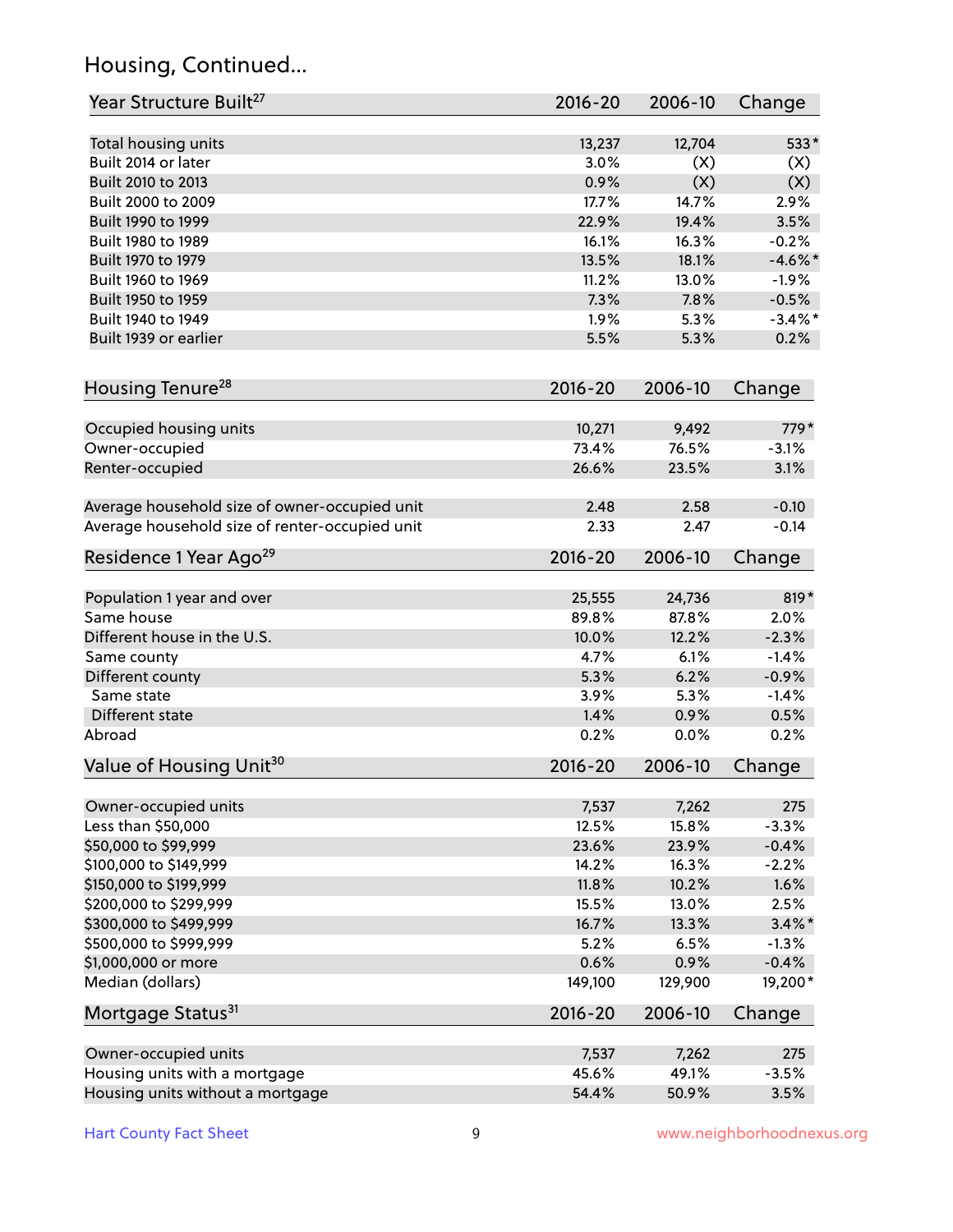## Housing, Continued...

| Year Structure Built[27] | 2016-20 | 2006-10 | Change |
|---|---|---|---|
| Total housing units | 13,237 | 12,704 | 533* |
| Built 2014 or later | 3.0% | (X) | (X) |
| Built 2010 to 2013 | 0.9% | (X) | (X) |
| Built 2000 to 2009 | 17.7% | 14.7% | 2.9% |
| Built 1990 to 1999 | 22.9% | 19.4% | 3.5% |
| Built 1980 to 1989 | 16.1% | 16.3% | -0.2% |
| Built 1970 to 1979 | 13.5% | 18.1% | -4.6%* |
| Built 1960 to 1969 | 11.2% | 13.0% | -1.9% |
| Built 1950 to 1959 | 7.3% | 7.8% | -0.5% |
| Built 1940 to 1949 | 1.9% | 5.3% | -3.4%* |
| Built 1939 or earlier | 5.5% | 5.3% | 0.2% |

| Housing Tenure[28] | 2016-20 | 2006-10 | Change |
|---|---|---|---|
| Occupied housing units | 10,271 | 9,492 | 779* |
| Owner-occupied | 73.4% | 76.5% | -3.1% |
| Renter-occupied | 26.6% | 23.5% | 3.1% |
| Average household size of owner-occupied unit | 2.48 | 2.58 | -0.10 |
| Average household size of renter-occupied unit | 2.33 | 2.47 | -0.14 |

| Residence 1 Year Ago[29] | 2016-20 | 2006-10 | Change |
|---|---|---|---|
| Population 1 year and over | 25,555 | 24,736 | 819* |
| Same house | 89.8% | 87.8% | 2.0% |
| Different house in the U.S. | 10.0% | 12.2% | -2.3% |
| Same county | 4.7% | 6.1% | -1.4% |
| Different county | 5.3% | 6.2% | -0.9% |
| Same state | 3.9% | 5.3% | -1.4% |
| Different state | 1.4% | 0.9% | 0.5% |
| Abroad | 0.2% | 0.0% | 0.2% |

| Value of Housing Unit[30] | 2016-20 | 2006-10 | Change |
|---|---|---|---|
| Owner-occupied units | 7,537 | 7,262 | 275 |
| Less than $50,000 | 12.5% | 15.8% | -3.3% |
| $50,000 to $99,999 | 23.6% | 23.9% | -0.4% |
| $100,000 to $149,999 | 14.2% | 16.3% | -2.2% |
| $150,000 to $199,999 | 11.8% | 10.2% | 1.6% |
| $200,000 to $299,999 | 15.5% | 13.0% | 2.5% |
| $300,000 to $499,999 | 16.7% | 13.3% | 3.4%* |
| $500,000 to $999,999 | 5.2% | 6.5% | -1.3% |
| $1,000,000 or more | 0.6% | 0.9% | -0.4% |
| Median (dollars) | 149,100 | 129,900 | 19,200* |

| Mortgage Status[31] | 2016-20 | 2006-10 | Change |
|---|---|---|---|
| Owner-occupied units | 7,537 | 7,262 | 275 |
| Housing units with a mortgage | 45.6% | 49.1% | -3.5% |
| Housing units without a mortgage | 54.4% | 50.9% | 3.5% |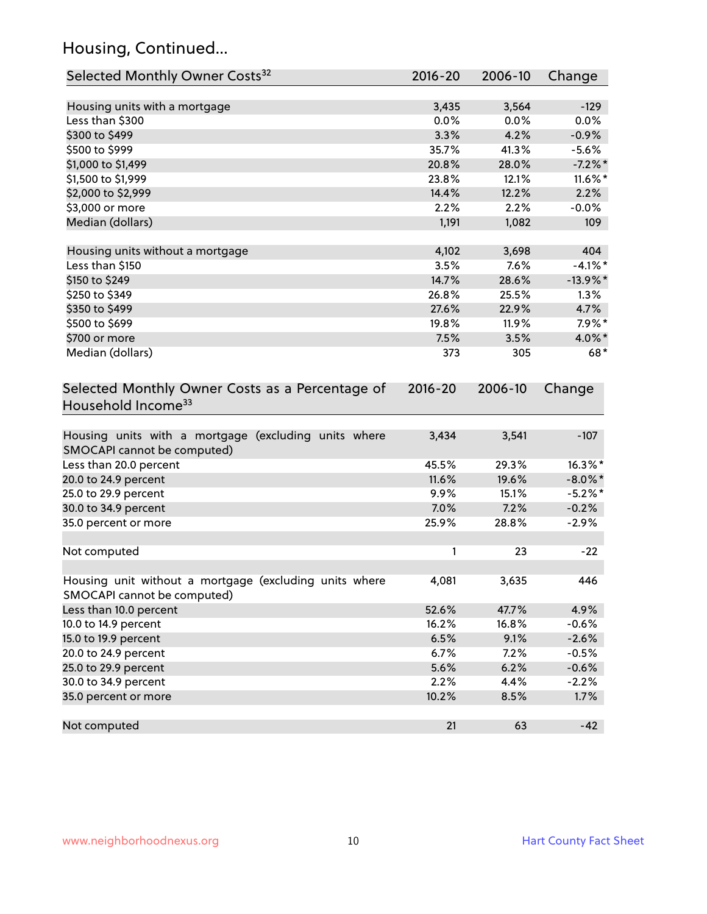## Housing, Continued...

| Selected Monthly Owner Costs[32] | 2016-20 | 2006-10 | Change |
|---|---|---|---|
| Housing units with a mortgage | 3,435 | 3,564 | -129 |
| Less than $300 | 0.0% | 0.0% | 0.0% |
| $300 to $499 | 3.3% | 4.2% | -0.9% |
| $500 to $999 | 35.7% | 41.3% | -5.6% |
| $1,000 to $1,499 | 20.8% | 28.0% | -7.2%* |
| $1,500 to $1,999 | 23.8% | 12.1% | 11.6%* |
| $2,000 to $2,999 | 14.4% | 12.2% | 2.2% |
| $3,000 or more | 2.2% | 2.2% | -0.0% |
| Median (dollars) | 1,191 | 1,082 | 109 |
| | | | |
| Housing units without a mortgage | 4,102 | 3,698 | 404 |
| Less than $150 | 3.5% | 7.6% | -4.1%* |
| $150 to $249 | 14.7% | 28.6% | -13.9%* |
| $250 to $349 | 26.8% | 25.5% | 1.3% |
| $350 to $499 | 27.6% | 22.9% | 4.7% |
| $500 to $699 | 19.8% | 11.9% | 7.9%* |
| $700 or more | 7.5% | 3.5% | 4.0%* |
| Median (dollars) | 373 | 305 | 68* |

| Selected Monthly Owner Costs as a Percentage of Household Income[33] | 2016-20 | 2006-10 | Change |
|---|---|---|---|
| Housing units with a mortgage (excluding units where SMOCAPI cannot be computed) | 3,434 | 3,541 | -107 |
| Less than 20.0 percent | 45.5% | 29.3% | 16.3%* |
| 20.0 to 24.9 percent | 11.6% | 19.6% | -8.0%* |
| 25.0 to 29.9 percent | 9.9% | 15.1% | -5.2%* |
| 30.0 to 34.9 percent | 7.0% | 7.2% | -0.2% |
| 35.0 percent or more | 25.9% | 28.8% | -2.9% |
| | | | |
| Not computed | 1 | 23 | -22 |
| | | | |
| Housing unit without a mortgage (excluding units where SMOCAPI cannot be computed) | 4,081 | 3,635 | 446 |
| Less than 10.0 percent | 52.6% | 47.7% | 4.9% |
| 10.0 to 14.9 percent | 16.2% | 16.8% | -0.6% |
| 15.0 to 19.9 percent | 6.5% | 9.1% | -2.6% |
| 20.0 to 24.9 percent | 6.7% | 7.2% | -0.5% |
| 25.0 to 29.9 percent | 5.6% | 6.2% | -0.6% |
| 30.0 to 34.9 percent | 2.2% | 4.4% | -2.2% |
| 35.0 percent or more | 10.2% | 8.5% | 1.7% |
| | | | |
| Not computed | 21 | 63 | -42 |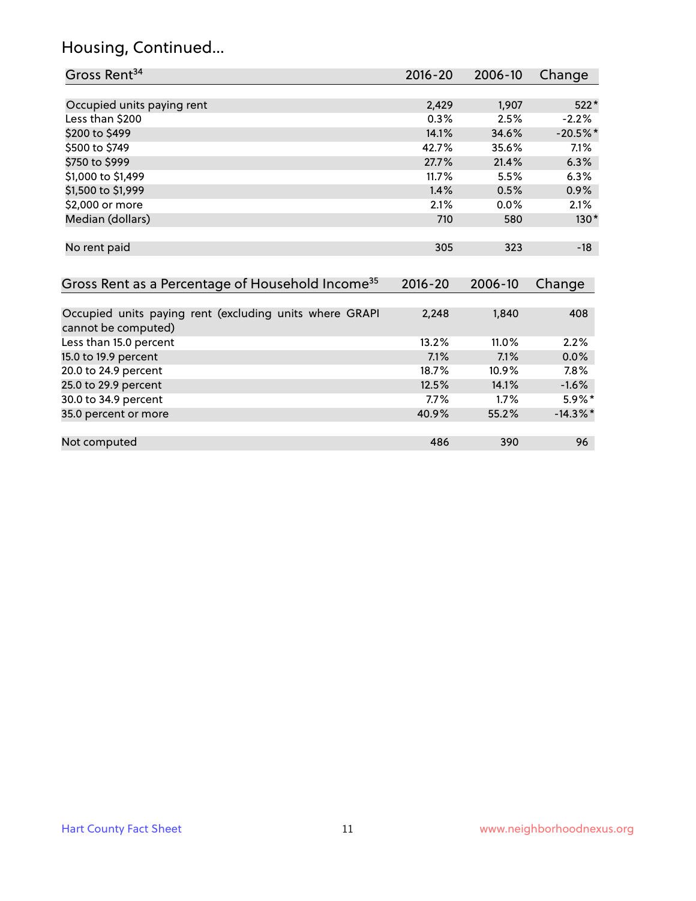## Housing, Continued...

| Gross Rent[34] | 2016-20 | 2006-10 | Change |
|---|---|---|---|
| Occupied units paying rent | 2,429 | 1,907 | 522* |
| Less than $200 | 0.3% | 2.5% | -2.2% |
| $200 to $499 | 14.1% | 34.6% | -20.5%* |
| $500 to $749 | 42.7% | 35.6% | 7.1% |
| $750 to $999 | 27.7% | 21.4% | 6.3% |
| $1,000 to $1,499 | 11.7% | 5.5% | 6.3% |
| $1,500 to $1,999 | 1.4% | 0.5% | 0.9% |
| $2,000 or more | 2.1% | 0.0% | 2.1% |
| Median (dollars) | 710 | 580 | 130* |
| No rent paid | 305 | 323 | -18 |

| Gross Rent as a Percentage of Household Income[35] | 2016-20 | 2006-10 | Change |
|---|---|---|---|
| Occupied units paying rent (excluding units where GRAPI cannot be computed) | 2,248 | 1,840 | 408 |
| Less than 15.0 percent | 13.2% | 11.0% | 2.2% |
| 15.0 to 19.9 percent | 7.1% | 7.1% | 0.0% |
| 20.0 to 24.9 percent | 18.7% | 10.9% | 7.8% |
| 25.0 to 29.9 percent | 12.5% | 14.1% | -1.6% |
| 30.0 to 34.9 percent | 7.7% | 1.7% | 5.9%* |
| 35.0 percent or more | 40.9% | 55.2% | -14.3%* |
| Not computed | 486 | 390 | 96 |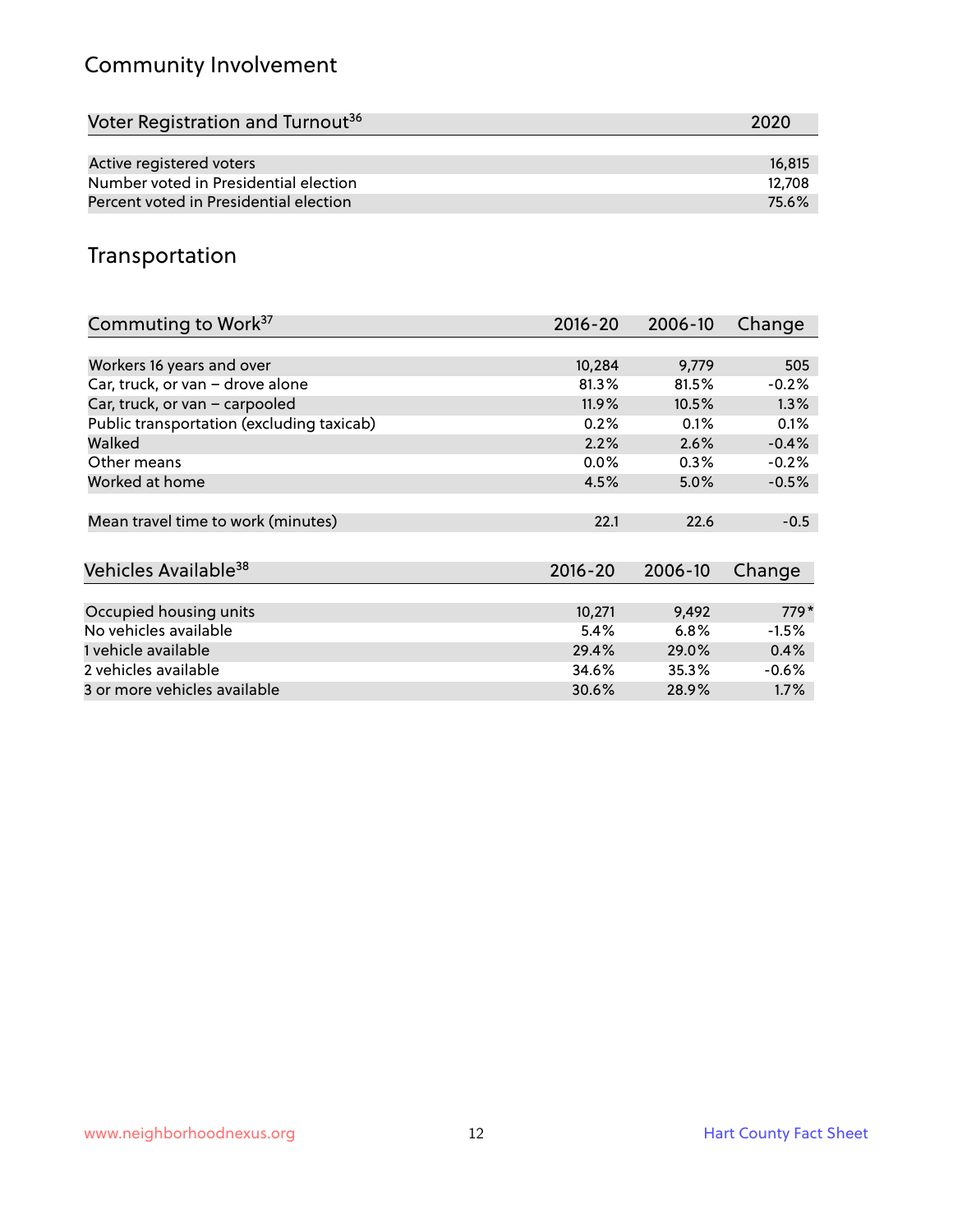## Community Involvement

| Voter Registration and Turnout[36] | 2020 |
|---|---|
| Active registered voters | 16,815 |
| Number voted in Presidential election | 12,708 |
| Percent voted in Presidential election | 75.6% |

## Transportation

| Commuting to Work[37] | 2016-20 | 2006-10 | Change |
|---|---|---|---|
| Workers 16 years and over | 10,284 | 9,779 | 505 |
| Car, truck, or van – drove alone | 81.3% | 81.5% | -0.2% |
| Car, truck, or van – carpooled | 11.9% | 10.5% | 1.3% |
| Public transportation (excluding taxicab) | 0.2% | 0.1% | 0.1% |
| Walked | 2.2% | 2.6% | -0.4% |
| Other means | 0.0% | 0.3% | -0.2% |
| Worked at home | 4.5% | 5.0% | -0.5% |
| Mean travel time to work (minutes) | 22.1 | 22.6 | -0.5 |

| Vehicles Available[38] | 2016-20 | 2006-10 | Change |
|---|---|---|---|
| Occupied housing units | 10,271 | 9,492 | 779* |
| No vehicles available | 5.4% | 6.8% | -1.5% |
| 1 vehicle available | 29.4% | 29.0% | 0.4% |
| 2 vehicles available | 34.6% | 35.3% | -0.6% |
| 3 or more vehicles available | 30.6% | 28.9% | 1.7% |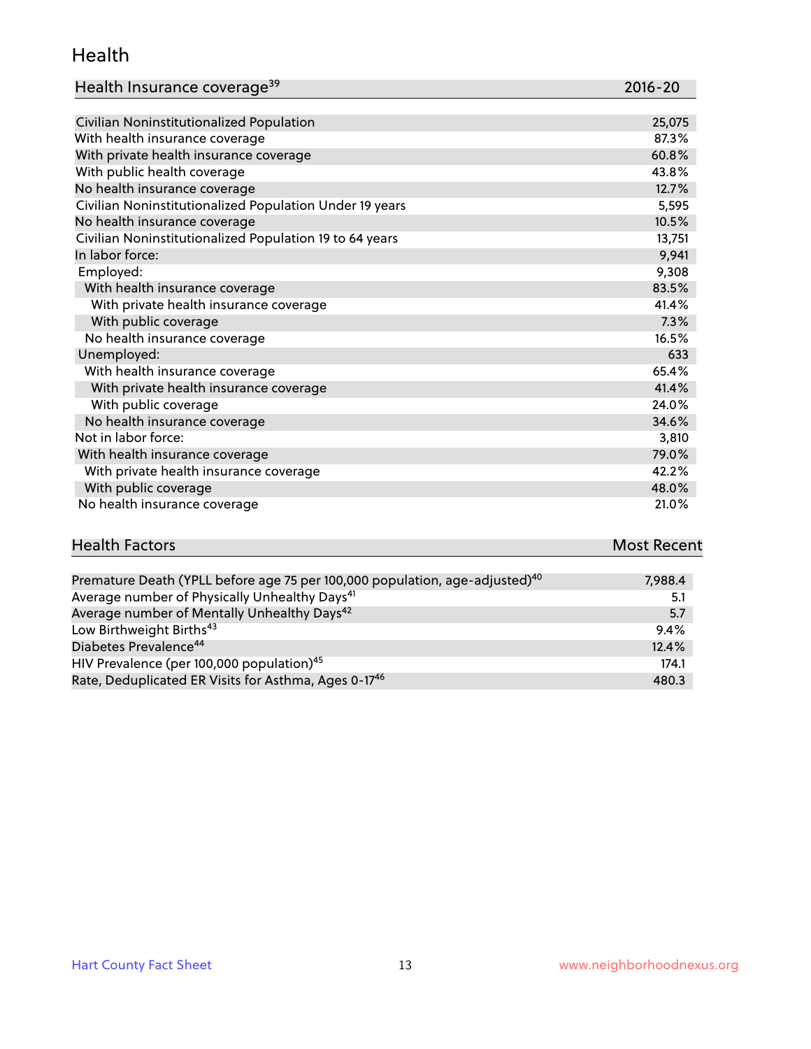## Health

| Health Insurance coverage[39] | 2016-20 |
|---|---|
| Civilian Noninstitutionalized Population | 25,075 |
| With health insurance coverage | 87.3% |
| With private health insurance coverage | 60.8% |
| With public health coverage | 43.8% |
| No health insurance coverage | 12.7% |
| Civilian Noninstitutionalized Population Under 19 years | 5,595 |
| No health insurance coverage | 10.5% |
| Civilian Noninstitutionalized Population 19 to 64 years | 13,751 |
| In labor force: | 9,941 |
| Employed: | 9,308 |
| With health insurance coverage | 83.5% |
| With private health insurance coverage | 41.4% |
| With public coverage | 7.3% |
| No health insurance coverage | 16.5% |
| Unemployed: | 633 |
| With health insurance coverage | 65.4% |
| With private health insurance coverage | 41.4% |
| With public coverage | 24.0% |
| No health insurance coverage | 34.6% |
| Not in labor force: | 3,810 |
| With health insurance coverage | 79.0% |
| With private health insurance coverage | 42.2% |
| With public coverage | 48.0% |
| No health insurance coverage | 21.0% |

| Health Factors | Most Recent |
|---|---|
| Premature Death (YPLL before age 75 per 100,000 population, age-adjusted)[40] | 7,988.4 |
| Average number of Physically Unhealthy Days[41] | 5.1 |
| Average number of Mentally Unhealthy Days[42] | 5.7 |
| Low Birthweight Births[43] | 9.4% |
| Diabetes Prevalence[44] | 12.4% |
| HIV Prevalence (per 100,000 population)[45] | 174.1 |
| Rate, Deduplicated ER Visits for Asthma, Ages 0-17[46] | 480.3 |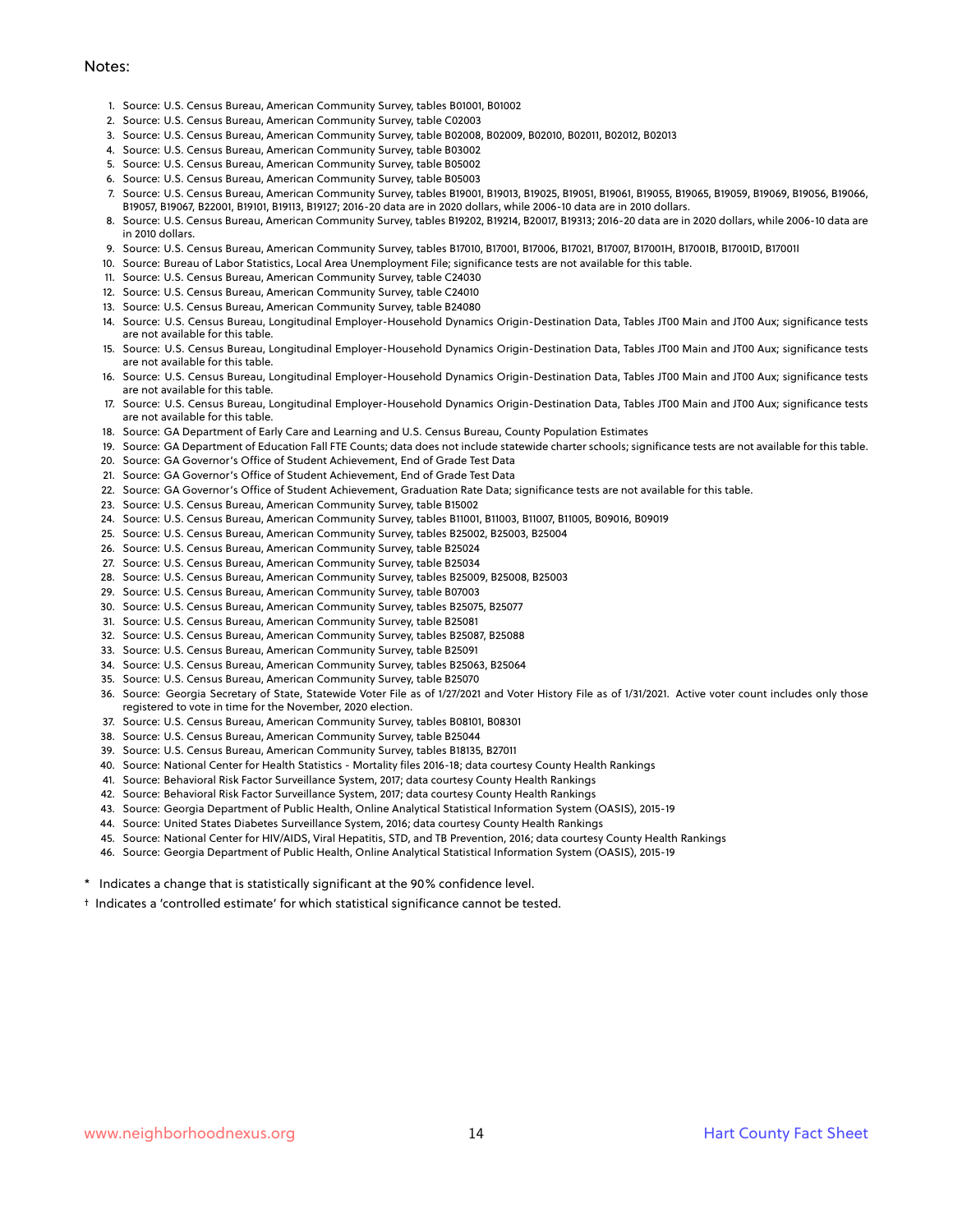Notes:

1. Source: U.S. Census Bureau, American Community Survey, tables B01001, B01002
2. Source: U.S. Census Bureau, American Community Survey, table C02003
3. Source: U.S. Census Bureau, American Community Survey, table B02008, B02009, B02010, B02011, B02012, B02013
4. Source: U.S. Census Bureau, American Community Survey, table B03002
5. Source: U.S. Census Bureau, American Community Survey, table B05002
6. Source: U.S. Census Bureau, American Community Survey, table B05003
7. Source: U.S. Census Bureau, American Community Survey, tables B19001, B19013, B19025, B19051, B19061, B19055, B19065, B19059, B19069, B19056, B19066, B19057, B19067, B22001, B19101, B19113, B19127; 2016-20 data are in 2020 dollars, while 2006-10 data are in 2010 dollars.
8. Source: U.S. Census Bureau, American Community Survey, tables B19202, B19214, B20017, B19313; 2016-20 data are in 2020 dollars, while 2006-10 data are in 2010 dollars.
9. Source: U.S. Census Bureau, American Community Survey, tables B17010, B17001, B17006, B17021, B17007, B17001H, B17001B, B17001D, B17001I
10. Source: Bureau of Labor Statistics, Local Area Unemployment File; significance tests are not available for this table.
11. Source: U.S. Census Bureau, American Community Survey, table C24030
12. Source: U.S. Census Bureau, American Community Survey, table C24010
13. Source: U.S. Census Bureau, American Community Survey, table B24080
14. Source: U.S. Census Bureau, Longitudinal Employer-Household Dynamics Origin-Destination Data, Tables JT00 Main and JT00 Aux; significance tests are not available for this table.
15. Source: U.S. Census Bureau, Longitudinal Employer-Household Dynamics Origin-Destination Data, Tables JT00 Main and JT00 Aux; significance tests are not available for this table.
16. Source: U.S. Census Bureau, Longitudinal Employer-Household Dynamics Origin-Destination Data, Tables JT00 Main and JT00 Aux; significance tests are not available for this table.
17. Source: U.S. Census Bureau, Longitudinal Employer-Household Dynamics Origin-Destination Data, Tables JT00 Main and JT00 Aux; significance tests are not available for this table.
18. Source: GA Department of Early Care and Learning and U.S. Census Bureau, County Population Estimates
19. Source: GA Department of Education Fall FTE Counts; data does not include statewide charter schools; significance tests are not available for this table.
20. Source: GA Governor's Office of Student Achievement, End of Grade Test Data
21. Source: GA Governor's Office of Student Achievement, End of Grade Test Data
22. Source: GA Governor's Office of Student Achievement, Graduation Rate Data; significance tests are not available for this table.
23. Source: U.S. Census Bureau, American Community Survey, table B15002
24. Source: U.S. Census Bureau, American Community Survey, tables B11001, B11003, B11007, B11005, B09016, B09019
25. Source: U.S. Census Bureau, American Community Survey, tables B25002, B25003, B25004
26. Source: U.S. Census Bureau, American Community Survey, table B25024
27. Source: U.S. Census Bureau, American Community Survey, table B25034
28. Source: U.S. Census Bureau, American Community Survey, tables B25009, B25008, B25003
29. Source: U.S. Census Bureau, American Community Survey, table B07003
30. Source: U.S. Census Bureau, American Community Survey, tables B25075, B25077
31. Source: U.S. Census Bureau, American Community Survey, table B25081
32. Source: U.S. Census Bureau, American Community Survey, tables B25087, B25088
33. Source: U.S. Census Bureau, American Community Survey, table B25091
34. Source: U.S. Census Bureau, American Community Survey, tables B25063, B25064
35. Source: U.S. Census Bureau, American Community Survey, table B25070
36. Source: Georgia Secretary of State, Statewide Voter File as of 1/27/2021 and Voter History File as of 1/31/2021. Active voter count includes only those registered to vote in time for the November, 2020 election.
37. Source: U.S. Census Bureau, American Community Survey, tables B08101, B08301
38. Source: U.S. Census Bureau, American Community Survey, table B25044
39. Source: U.S. Census Bureau, American Community Survey, tables B18135, B27011
40. Source: National Center for Health Statistics - Mortality files 2016-18; data courtesy County Health Rankings
41. Source: Behavioral Risk Factor Surveillance System, 2017; data courtesy County Health Rankings
42. Source: Behavioral Risk Factor Surveillance System, 2017; data courtesy County Health Rankings
43. Source: Georgia Department of Public Health, Online Analytical Statistical Information System (OASIS), 2015-19
44. Source: United States Diabetes Surveillance System, 2016; data courtesy County Health Rankings
45. Source: National Center for HIV/AIDS, Viral Hepatitis, STD, and TB Prevention, 2016; data courtesy County Health Rankings
46. Source: Georgia Department of Public Health, Online Analytical Statistical Information System (OASIS), 2015-19

\* Indicates a change that is statistically significant at the 90% confidence level.

† Indicates a 'controlled estimate' for which statistical significance cannot be tested.